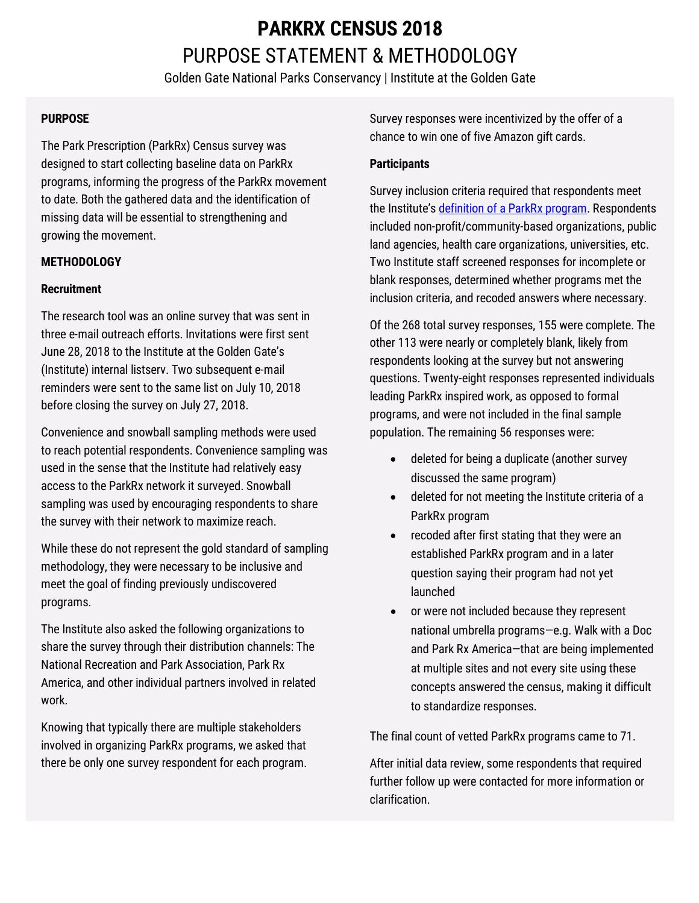# PARKRX CENSUS 2018

## PURPOSE STATEMENT & METHODOLOGY

Golden Gate National Parks Conservancy | Institute at the Golden Gate

### PURPOSE

The Park Prescription (ParkRx) Census survey was designed to start collecting baseline data on ParkRx programs, informing the progress of the ParkRx movement to date. Both the gathered data and the identification of missing data will be essential to strengthening and growing the movement.

### METHODOLOGY

#### Recruitment

The research tool was an online survey that was sent in three e-mail outreach efforts. Invitations were first sent June 28, 2018 to the Institute at the Golden Gate's (Institute) internal listserv. Two subsequent e-mail reminders were sent to the same list on July 10, 2018 before closing the survey on July 27, 2018.

Convenience and snowball sampling methods were used to reach potential respondents. Convenience sampling was used in the sense that the Institute had relatively easy access to the ParkRx network it surveyed. Snowball sampling was used by encouraging respondents to share the survey with their network to maximize reach.

While these do not represent the gold standard of sampling methodology, they were necessary to be inclusive and meet the goal of finding previously undiscovered programs.

The Institute also asked the following organizations to share the survey through their distribution channels: The National Recreation and Park Association, Park Rx America, and other individual partners involved in related work.

Knowing that typically there are multiple stakeholders involved in organizing ParkRx programs, we asked that there be only one survey respondent for each program.

Survey responses were incentivized by the offer of a chance to win one of five Amazon gift cards.

#### Participants

Survey inclusion criteria required that respondents meet the Institute's [definition of a ParkRx program](). Respondents included non-profit/community-based organizations, public land agencies, health care organizations, universities, etc. Two Institute staff screened responses for incomplete or blank responses, determined whether programs met the inclusion criteria, and recoded answers where necessary.

Of the 268 total survey responses, 155 were complete. The other 113 were nearly or completely blank, likely from respondents looking at the survey but not answering questions. Twenty-eight responses represented individuals leading ParkRx inspired work, as opposed to formal programs, and were not included in the final sample population. The remaining 56 responses were:

- deleted for being a duplicate (another survey discussed the same program)
- deleted for not meeting the Institute criteria of a ParkRx program
- recoded after first stating that they were an established ParkRx program and in a later question saying their program had not yet launched
- or were not included because they represent national umbrella programs—e.g. Walk with a Doc and Park Rx America—that are being implemented at multiple sites and not every site using these concepts answered the census, making it difficult to standardize responses.

The final count of vetted ParkRx programs came to 71.

After initial data review, some respondents that required further follow up were contacted for more information or clarification.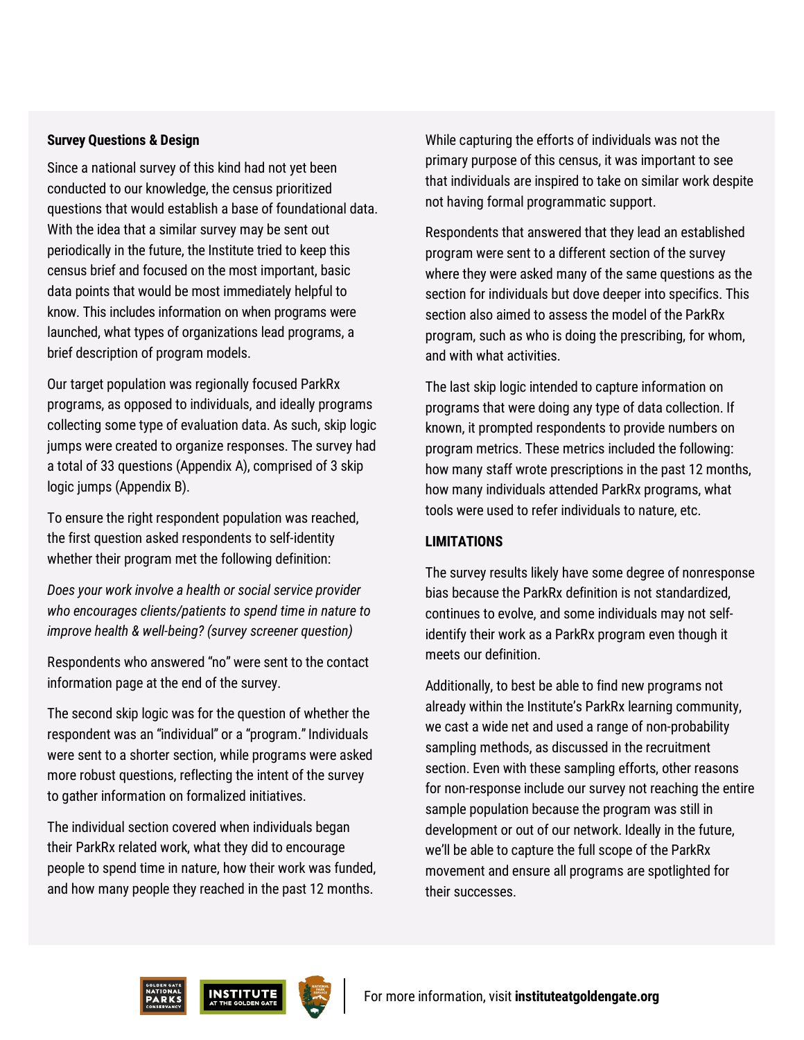**Survey Questions & Design**

Since a national survey of this kind had not yet been conducted to our knowledge, the census prioritized questions that would establish a base of foundational data. With the idea that a similar survey may be sent out periodically in the future, the Institute tried to keep this census brief and focused on the most important, basic data points that would be most immediately helpful to know. This includes information on when programs were launched, what types of organizations lead programs, a brief description of program models.

Our target population was regionally focused ParkRx programs, as opposed to individuals, and ideally programs collecting some type of evaluation data. As such, skip logic jumps were created to organize responses. The survey had a total of 33 questions (Appendix A), comprised of 3 skip logic jumps (Appendix B).

To ensure the right respondent population was reached, the first question asked respondents to self-identity whether their program met the following definition:

*Does your work involve a health or social service provider who encourages clients/patients to spend time in nature to improve health & well-being? (survey screener question)*

Respondents who answered "no" were sent to the contact information page at the end of the survey.

The second skip logic was for the question of whether the respondent was an "individual" or a "program." Individuals were sent to a shorter section, while programs were asked more robust questions, reflecting the intent of the survey to gather information on formalized initiatives.

The individual section covered when individuals began their ParkRx related work, what they did to encourage people to spend time in nature, how their work was funded, and how many people they reached in the past 12 months.

While capturing the efforts of individuals was not the primary purpose of this census, it was important to see that individuals are inspired to take on similar work despite not having formal programmatic support.

Respondents that answered that they lead an established program were sent to a different section of the survey where they were asked many of the same questions as the section for individuals but dove deeper into specifics. This section also aimed to assess the model of the ParkRx program, such as who is doing the prescribing, for whom, and with what activities.

The last skip logic intended to capture information on programs that were doing any type of data collection. If known, it prompted respondents to provide numbers on program metrics. These metrics included the following: how many staff wrote prescriptions in the past 12 months, how many individuals attended ParkRx programs, what tools were used to refer individuals to nature, etc.

**LIMITATIONS**

The survey results likely have some degree of nonresponse bias because the ParkRx definition is not standardized, continues to evolve, and some individuals may not self-identify their work as a ParkRx program even though it meets our definition.

Additionally, to best be able to find new programs not already within the Institute's ParkRx learning community, we cast a wide net and used a range of non-probability sampling methods, as discussed in the recruitment section. Even with these sampling efforts, other reasons for non-response include our survey not reaching the entire sample population because the program was still in development or out of our network. Ideally in the future, we'll be able to capture the full scope of the ParkRx movement and ensure all programs are spotlighted for their successes.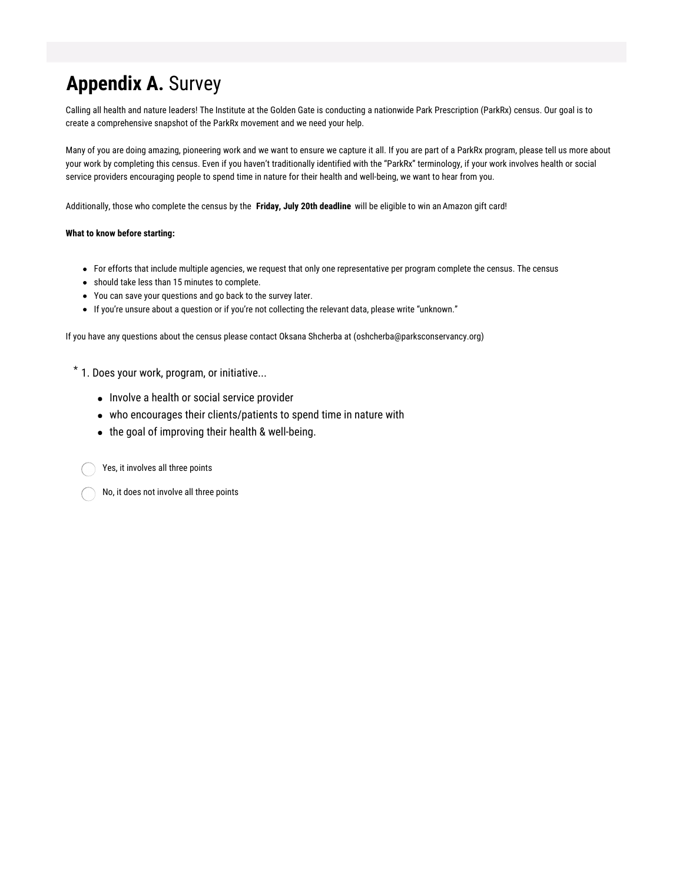# **Appendix A.** Survey

Calling all health and nature leaders! The Institute at the Golden Gate is conducting a nationwide Park Prescription (ParkRx) census. Our goal is to create a comprehensive snapshot of the ParkRx movement and we need your help.

Many of you are doing amazing, pioneering work and we want to ensure we capture it all. If you are part of a ParkRx program, please tell us more about your work by completing this census. Even if you haven't traditionally identified with the "ParkRx" terminology, if your work involves health or social service providers encouraging people to spend time in nature for their health and well-being, we want to hear from you.

Additionally, those who complete the census by the **Friday, July 20th deadline** will be eligible to win an Amazon gift card!

**What to know before starting:**

- For efforts that include multiple agencies, we request that only one representative per program complete the census. The census
- should take less than 15 minutes to complete.
- You can save your questions and go back to the survey later.
- If you're unsure about a question or if you're not collecting the relevant data, please write "unknown."

If you have any questions about the census please contact Oksana Shcherba at (oshcherba@parksconservancy.org)

\* 1. Does your work, program, or initiative...

- Involve a health or social service provider
- who encourages their clients/patients to spend time in nature with
- the goal of improving their health & well-being.

◯ Yes, it involves all three points

◯ No, it does not involve all three points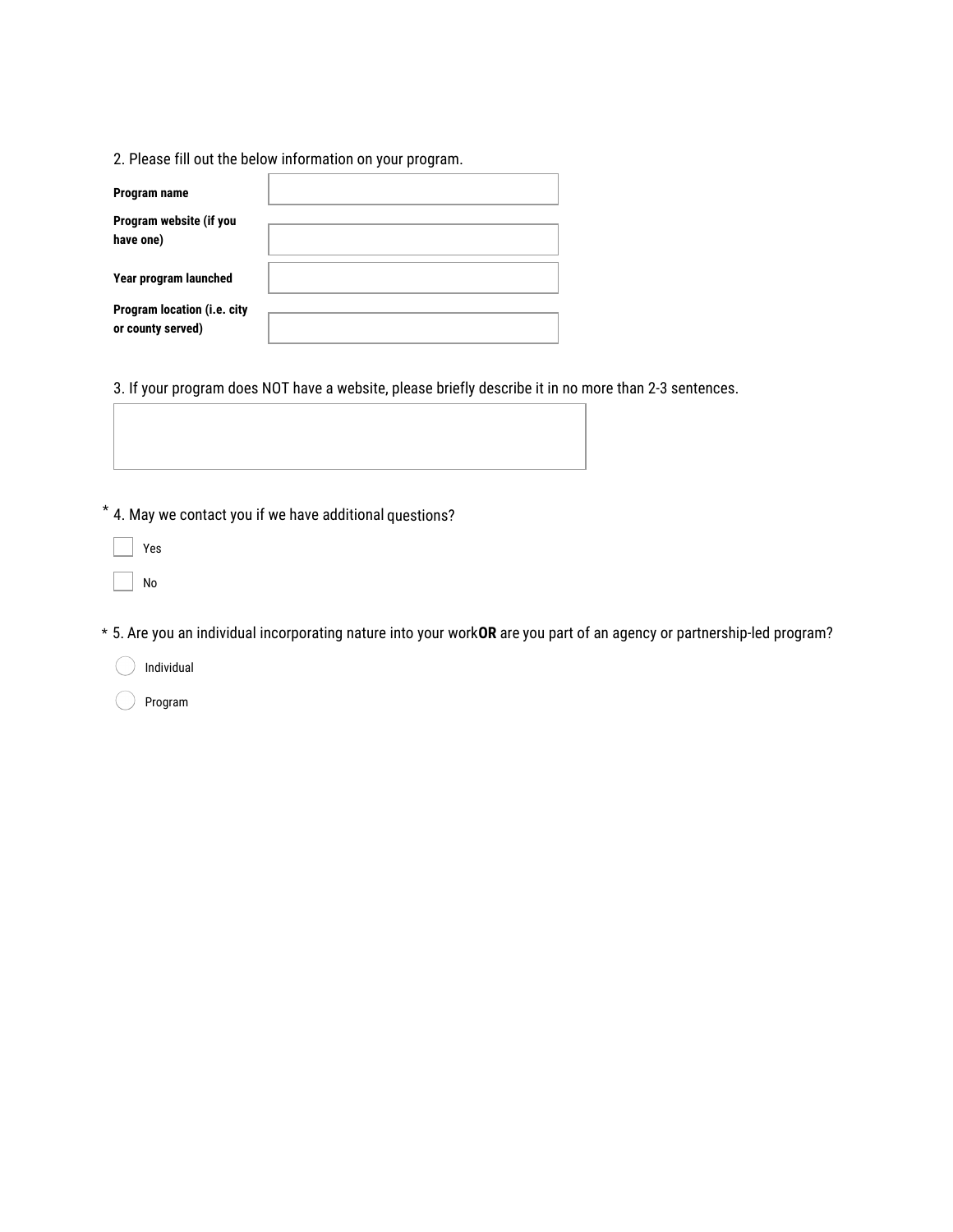2. Please fill out the below information on your program.

| | |
|---|---|
| **Program name** | |
| **Program website (if you have one)** | |
| **Year program launched** | |
| **Program location (i.e. city or county served)** | |

3. If your program does NOT have a website, please briefly describe it in no more than 2-3 sentences.

\* 4. May we contact you if we have additional questions?

- [ ] Yes
- [ ] No

\* 5. Are you an individual incorporating nature into your work **OR** are you part of an agency or partnership-led program?

- ( ) Individual
- ( ) Program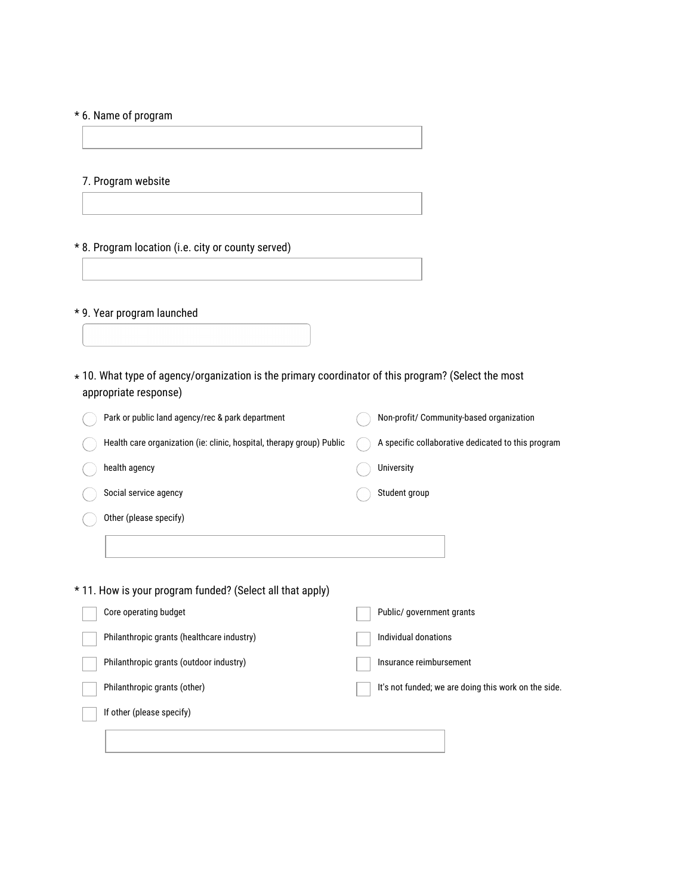\* 6. Name of program

\_\_\_\_\_\_\_\_\_\_\_\_\_\_\_\_\_\_\_\_

7. Program website

\_\_\_\_\_\_\_\_\_\_\_\_\_\_\_\_\_\_\_\_

\* 8. Program location (i.e. city or county served)

\_\_\_\_\_\_\_\_\_\_\_\_\_\_\_\_\_\_\_\_

\* 9. Year program launched

\_\_\_\_\_\_\_\_\_\_\_\_\_\_\_\_\_\_\_\_

\* 10. What type of agency/organization is the primary coordinator of this program? (Select the most appropriate response)

- ◯ Park or public land agency/rec & park department
- ◯ Health care organization (ie: clinic, hospital, therapy group) Public
- ◯ health agency
- ◯ Social service agency
- ◯ Non-profit/ Community-based organization
- ◯ A specific collaborative dedicated to this program
- ◯ University
- ◯ Student group
- ◯ Other (please specify)

\_\_\_\_\_\_\_\_\_\_\_\_\_\_\_\_\_\_\_\_

\* 11. How is your program funded? (Select all that apply)

- ☐ Core operating budget
- ☐ Philanthropic grants (healthcare industry)
- ☐ Philanthropic grants (outdoor industry)
- ☐ Philanthropic grants (other)
- ☐ Public/ government grants
- ☐ Individual donations
- ☐ Insurance reimbursement
- ☐ It's not funded; we are doing this work on the side.
- ☐ If other (please specify)

\_\_\_\_\_\_\_\_\_\_\_\_\_\_\_\_\_\_\_\_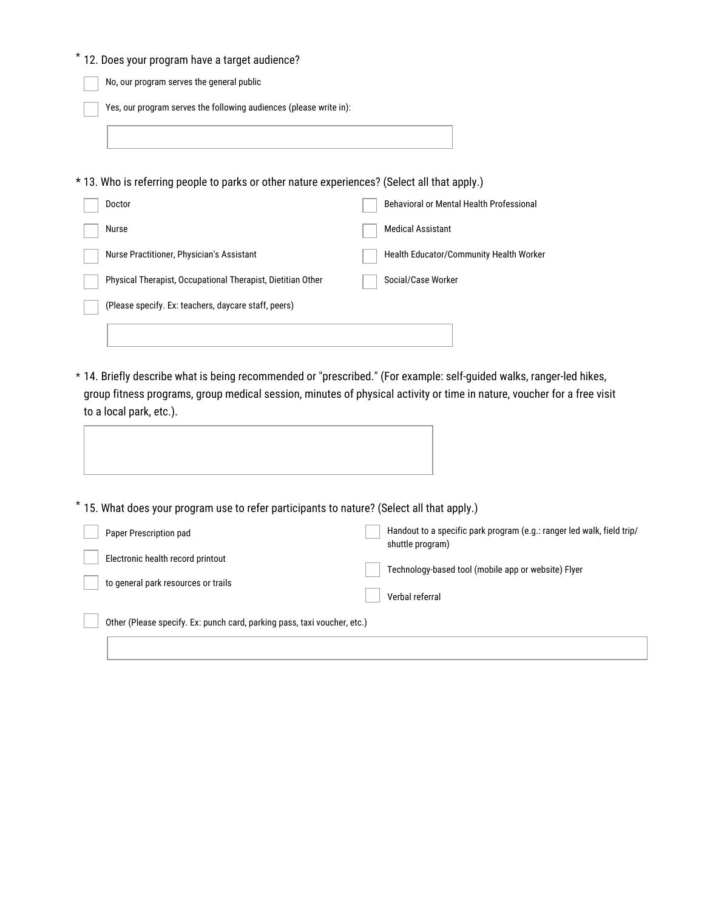\* 12. Does your program have a target audience?

- [ ] No, our program serves the general public
- [ ] Yes, our program serves the following audiences (please write in):

\_\_\_\_\_\_\_\_\_\_\_\_\_\_\_\_\_\_\_\_\_\_\_\_\_\_\_\_\_\_

\* 13. Who is referring people to parks or other nature experiences? (Select all that apply.)

- [ ] Doctor
- [ ] Nurse
- [ ] Nurse Practitioner, Physician's Assistant
- [ ] Physical Therapist, Occupational Therapist, Dietitian Other
- [ ] (Please specify. Ex: teachers, daycare staff, peers)
- [ ] Behavioral or Mental Health Professional
- [ ] Medical Assistant
- [ ] Health Educator/Community Health Worker
- [ ] Social/Case Worker

\_\_\_\_\_\_\_\_\_\_\_\_\_\_\_\_\_\_\_\_\_\_\_\_\_\_\_\_\_\_

\* 14. Briefly describe what is being recommended or "prescribed." (For example: self-guided walks, ranger-led hikes, group fitness programs, group medical session, minutes of physical activity or time in nature, voucher for a free visit to a local park, etc.).

\_\_\_\_\_\_\_\_\_\_\_\_\_\_\_\_\_\_\_\_\_\_\_\_\_\_\_\_\_\_

\* 15. What does your program use to refer participants to nature? (Select all that apply.)

- [ ] Paper Prescription pad
- [ ] Electronic health record printout
- [ ] to general park resources or trails
- [ ] Handout to a specific park program (e.g.: ranger led walk, field trip/ shuttle program)
- [ ] Technology-based tool (mobile app or website) Flyer
- [ ] Verbal referral
- [ ] Other (Please specify. Ex: punch card, parking pass, taxi voucher, etc.)

\_\_\_\_\_\_\_\_\_\_\_\_\_\_\_\_\_\_\_\_\_\_\_\_\_\_\_\_\_\_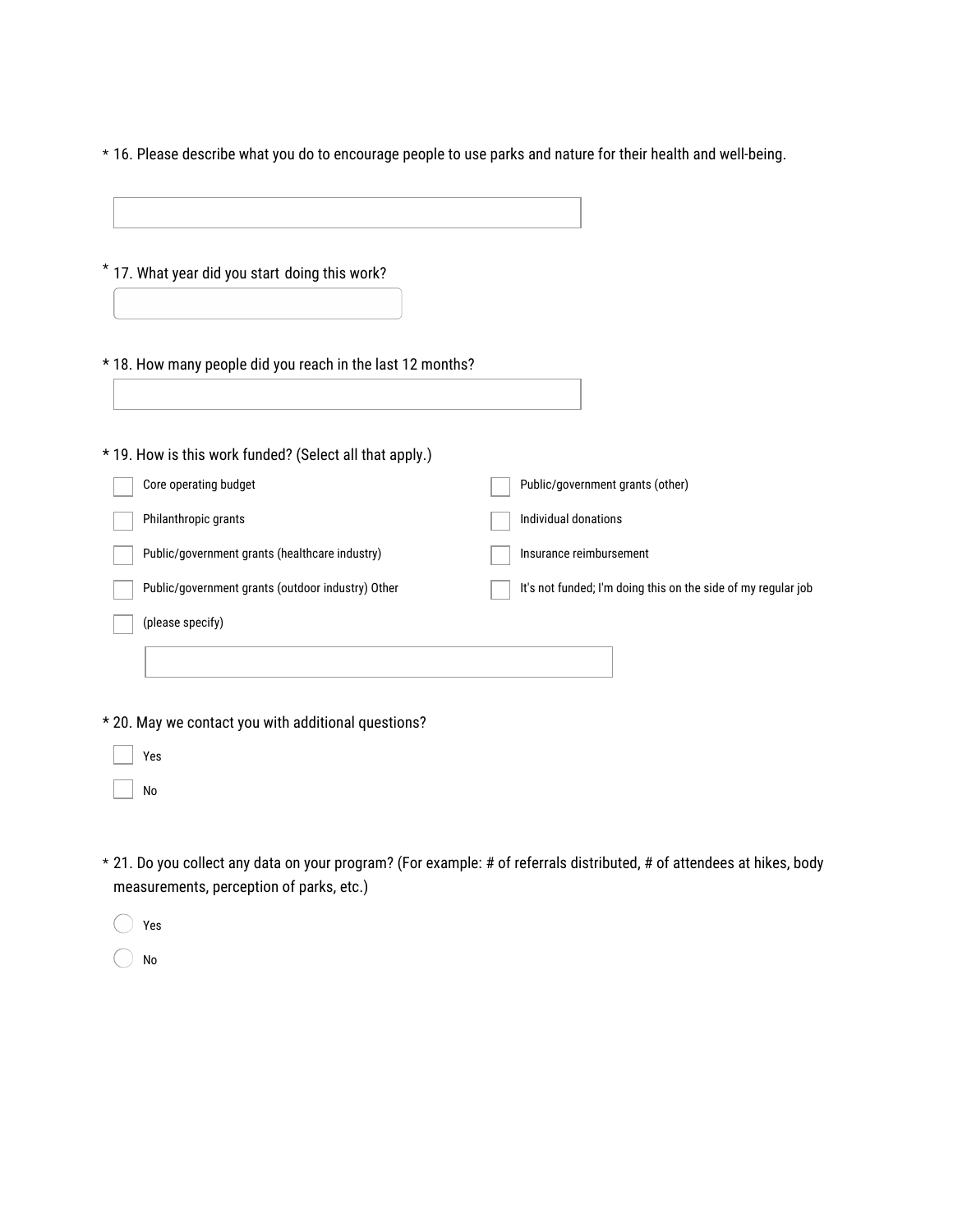* 16. Please describe what you do to encourage people to use parks and nature for their health and well-being.

\_\_\_\_\_\_\_\_\_\_\_\_\_\_\_\_\_\_\_\_\_\_\_\_\_\_\_\_\_\_

* 17. What year did you start doing this work?

\_\_\_\_\_\_\_\_\_\_\_\_\_\_\_\_\_\_\_\_\_\_\_\_\_\_\_\_\_\_

* 18. How many people did you reach in the last 12 months?

\_\_\_\_\_\_\_\_\_\_\_\_\_\_\_\_\_\_\_\_\_\_\_\_\_\_\_\_\_\_

* 19. How is this work funded? (Select all that apply.)

- [ ] Core operating budget
- [ ] Philanthropic grants
- [ ] Public/government grants (healthcare industry)
- [ ] Public/government grants (outdoor industry) Other
- [ ] (please specify)
- [ ] Public/government grants (other)
- [ ] Individual donations
- [ ] Insurance reimbursement
- [ ] It's not funded; I'm doing this on the side of my regular job

\_\_\_\_\_\_\_\_\_\_\_\_\_\_\_\_\_\_\_\_\_\_\_\_\_\_\_\_\_\_

* 20. May we contact you with additional questions?

- [ ] Yes
- [ ] No

* 21. Do you collect any data on your program? (For example: # of referrals distributed, # of attendees at hikes, body measurements, perception of parks, etc.)

- ( ) Yes
- ( ) No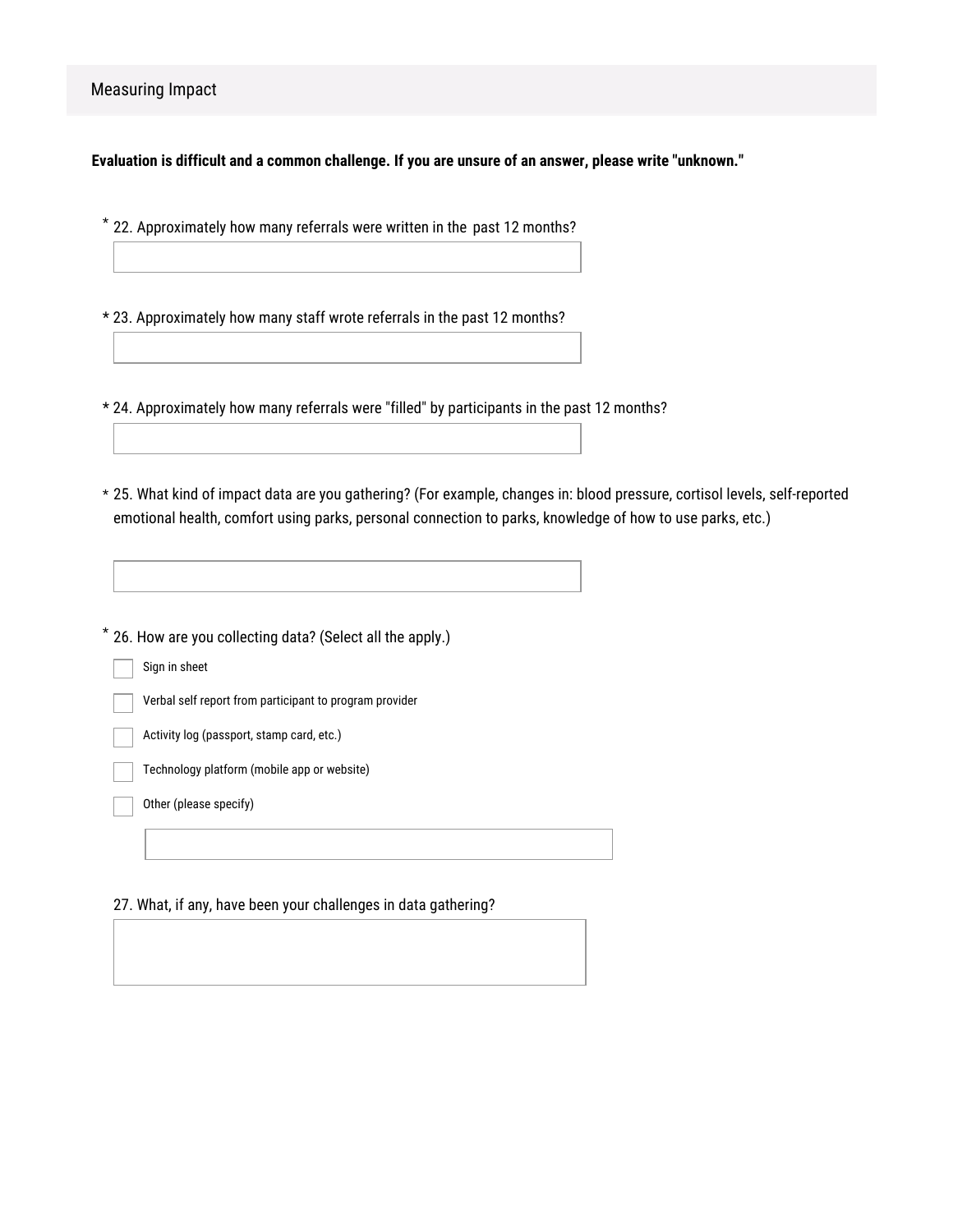## Measuring Impact

**Evaluation is difficult and a common challenge. If you are unsure of an answer, please write "unknown."**

* 22. Approximately how many referrals were written in the past 12 months?

* 23. Approximately how many staff wrote referrals in the past 12 months?

* 24. Approximately how many referrals were "filled" by participants in the past 12 months?

* 25. What kind of impact data are you gathering? (For example, changes in: blood pressure, cortisol levels, self-reported emotional health, comfort using parks, personal connection to parks, knowledge of how to use parks, etc.)

* 26. How are you collecting data? (Select all the apply.)

- [ ] Sign in sheet
- [ ] Verbal self report from participant to program provider
- [ ] Activity log (passport, stamp card, etc.)
- [ ] Technology platform (mobile app or website)
- [ ] Other (please specify)

27. What, if any, have been your challenges in data gathering?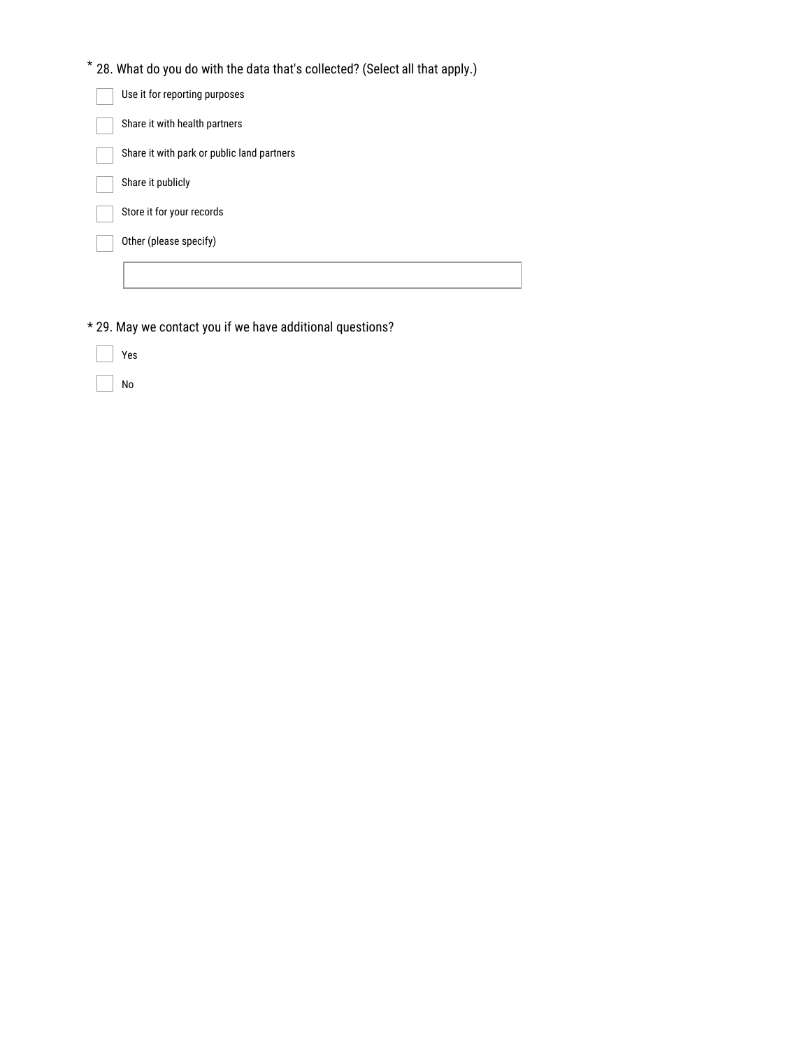\* 28. What do you do with the data that's collected? (Select all that apply.)

- [ ] Use it for reporting purposes
- [ ] Share it with health partners
- [ ] Share it with park or public land partners
- [ ] Share it publicly
- [ ] Store it for your records
- [ ] Other (please specify)

\_\_\_\_\_\_\_\_\_\_\_\_\_\_\_\_\_\_\_\_\_\_\_\_\_\_\_\_\_\_\_\_\_\_\_\_\_\_\_\_

\* 29. May we contact you if we have additional questions?

- [ ] Yes
- [ ] No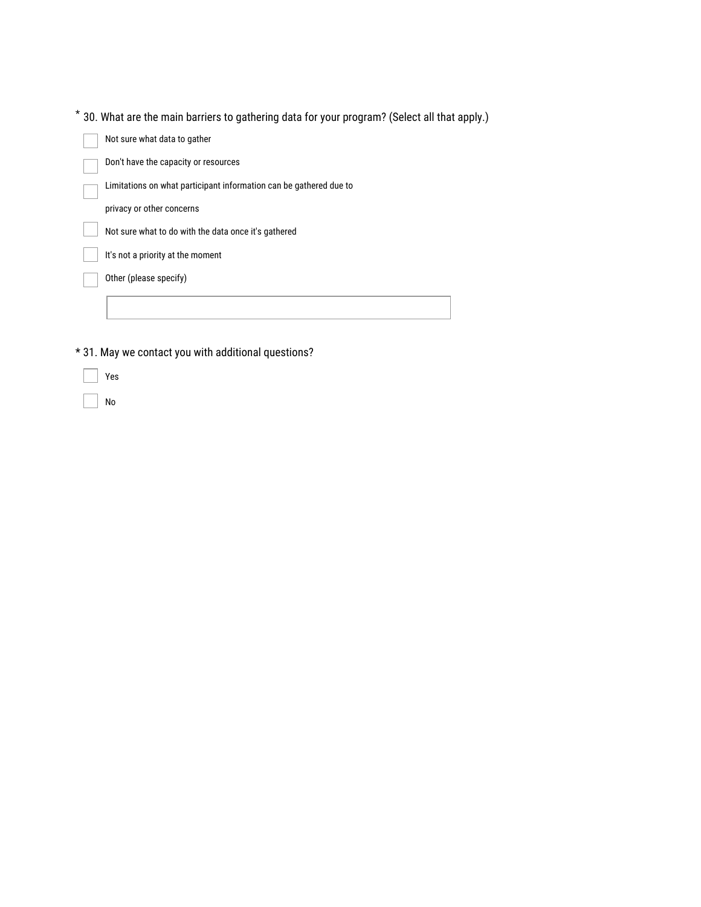\* 30. What are the main barriers to gathering data for your program? (Select all that apply.)

- [ ] Not sure what data to gather
- [ ] Don't have the capacity or resources
- [ ] Limitations on what participant information can be gathered due to privacy or other concerns
- [ ] Not sure what to do with the data once it's gathered
- [ ] It's not a priority at the moment
- [ ] Other (please specify)

\* 31. May we contact you with additional questions?

- [ ] Yes
- [ ] No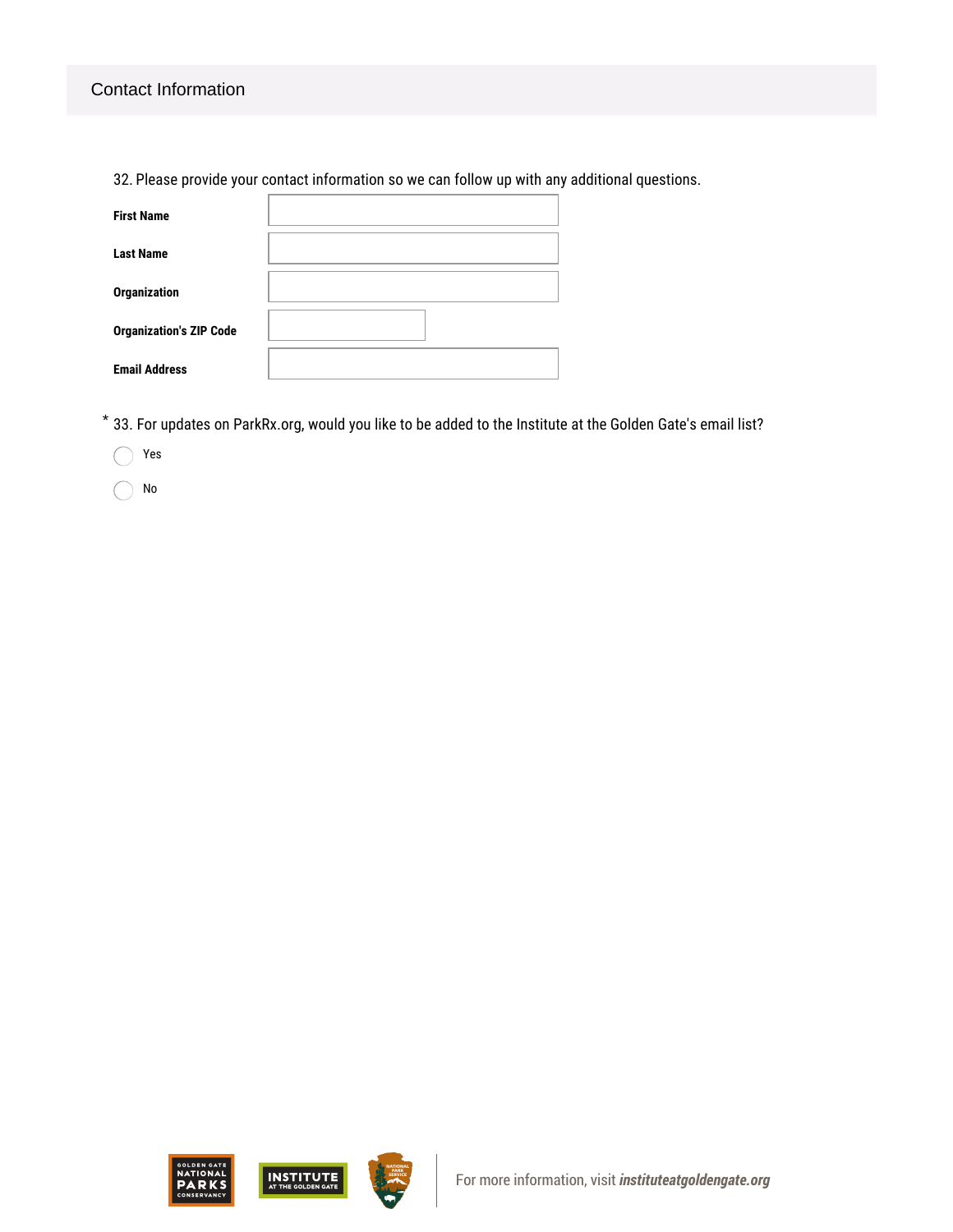## Contact Information

32. Please provide your contact information so we can follow up with any additional questions.

**First Name**

**Last Name**

**Organization**

**Organization's ZIP Code**

**Email Address**

\* 33. For updates on ParkRx.org, would you like to be added to the Institute at the Golden Gate's email list?

- Yes
- No

For more information, visit ***instituteatgoldengate.org***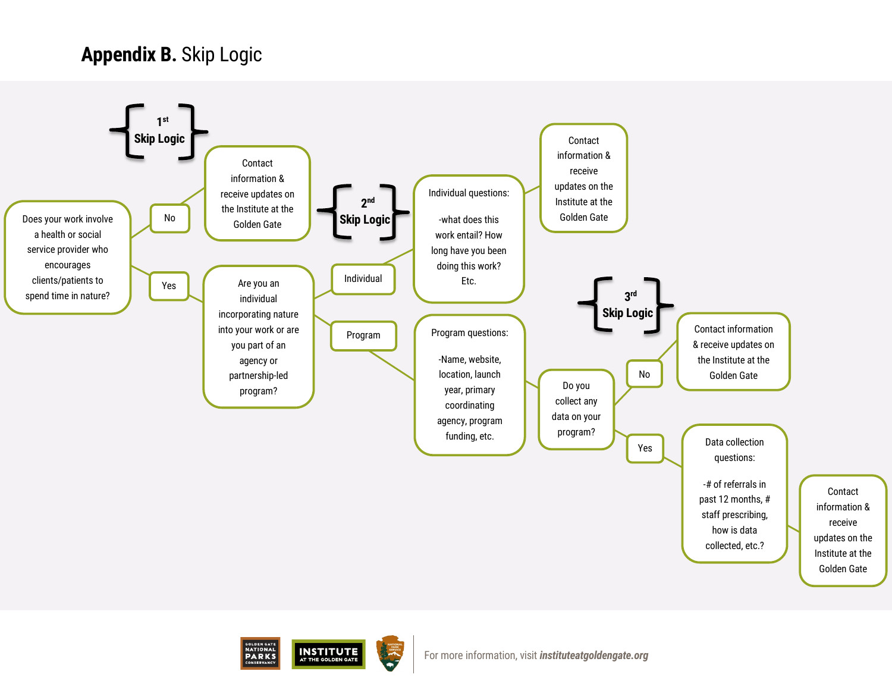# **Appendix B.** Skip Logic

**1st Skip Logic**

Does your work involve a health or social service provider who encourages clients/patients to spend time in nature?

No

Contact information & receive updates on the Institute at the Golden Gate

Yes

Are you an individual incorporating nature into your work or are you part of an agency or partnership-led program?

**2nd Skip Logic**

Individual

Individual questions:

-what does this work entail? How long have you been doing this work? Etc.

Contact information & receive updates on the Institute at the Golden Gate

Program

Program questions:

-Name, website, location, launch year, primary coordinating agency, program funding, etc.

**3rd Skip Logic**

Do you collect any data on your program?

No

Contact information & receive updates on the Institute at the Golden Gate

Yes

Data collection questions:

-# of referrals in past 12 months, # staff prescribing, how is data collected, etc.?

Contact information & receive updates on the Institute at the Golden Gate

For more information, visit *instituteatgoldengate.org*